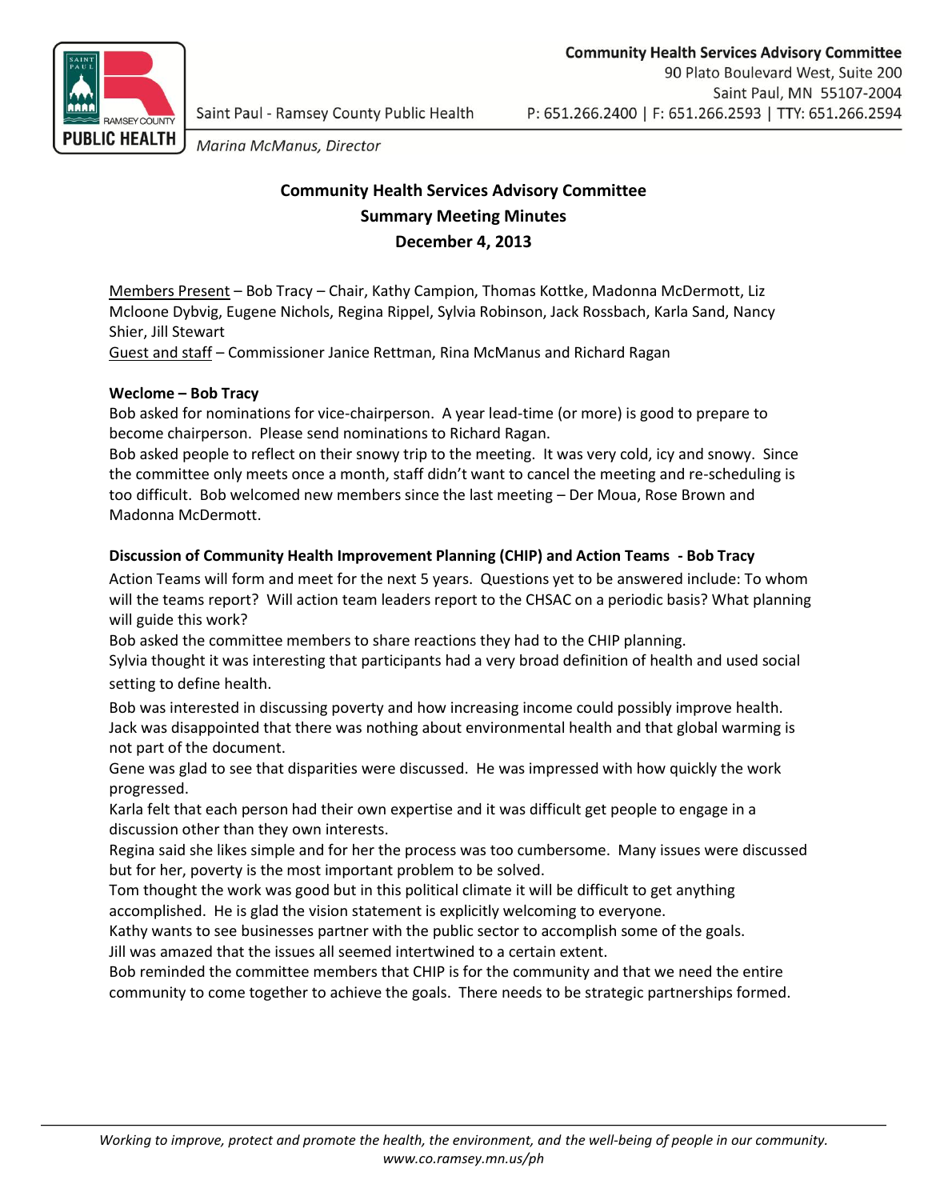Community Health Services Advisory Committee
90 Plato Boulevard West, Suite 200
Saint Paul, MN 55107-2004
P: 651.266.2400 | F: 651.266.2593 | TTY: 651.266.2594

Saint Paul - Ramsey County Public Health
*Marina McManus, Director*

**Community Health Services Advisory Committee**
**Summary Meeting Minutes**
**December 4, 2013**

Members Present – Bob Tracy – Chair, Kathy Campion, Thomas Kottke, Madonna McDermott, Liz Mcloone Dybvig, Eugene Nichols, Regina Rippel, Sylvia Robinson, Jack Rossbach, Karla Sand, Nancy Shier, Jill Stewart
Guest and staff – Commissioner Janice Rettman, Rina McManus and Richard Ragan

**Weclome – Bob Tracy**

Bob asked for nominations for vice-chairperson. A year lead-time (or more) is good to prepare to become chairperson. Please send nominations to Richard Ragan.
Bob asked people to reflect on their snowy trip to the meeting. It was very cold, icy and snowy. Since the committee only meets once a month, staff didn't want to cancel the meeting and re-scheduling is too difficult. Bob welcomed new members since the last meeting – Der Moua, Rose Brown and Madonna McDermott.

**Discussion of Community Health Improvement Planning (CHIP) and Action Teams - Bob Tracy**

Action Teams will form and meet for the next 5 years. Questions yet to be answered include: To whom will the teams report? Will action team leaders report to the CHSAC on a periodic basis? What planning will guide this work?
Bob asked the committee members to share reactions they had to the CHIP planning.
Sylvia thought it was interesting that participants had a very broad definition of health and used social setting to define health.
Bob was interested in discussing poverty and how increasing income could possibly improve health.
Jack was disappointed that there was nothing about environmental health and that global warming is not part of the document.
Gene was glad to see that disparities were discussed. He was impressed with how quickly the work progressed.
Karla felt that each person had their own expertise and it was difficult get people to engage in a discussion other than they own interests.
Regina said she likes simple and for her the process was too cumbersome. Many issues were discussed but for her, poverty is the most important problem to be solved.
Tom thought the work was good but in this political climate it will be difficult to get anything accomplished. He is glad the vision statement is explicitly welcoming to everyone.
Kathy wants to see businesses partner with the public sector to accomplish some of the goals.
Jill was amazed that the issues all seemed intertwined to a certain extent.
Bob reminded the committee members that CHIP is for the community and that we need the entire community to come together to achieve the goals. There needs to be strategic partnerships formed.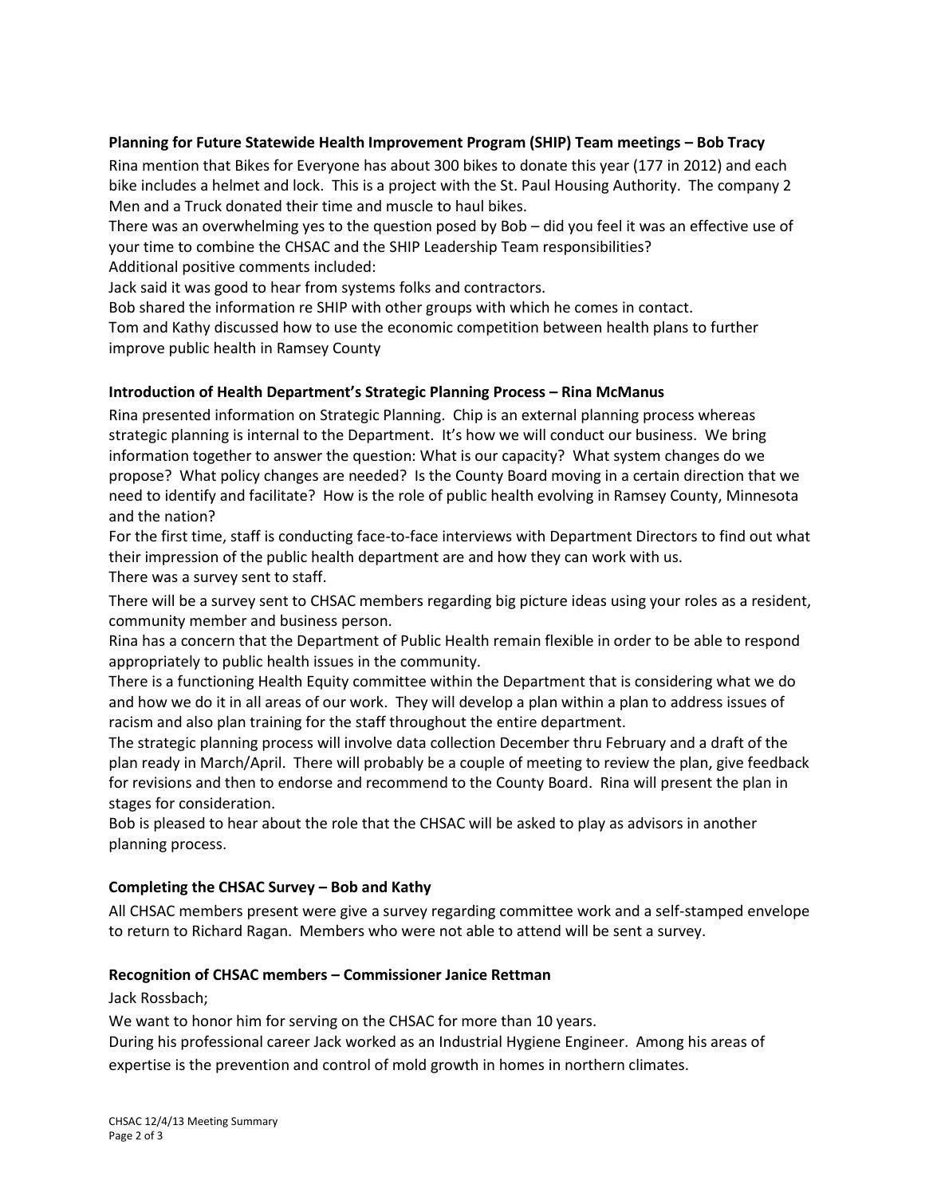**Planning for Future Statewide Health Improvement Program (SHIP) Team meetings – Bob Tracy**

Rina mention that Bikes for Everyone has about 300 bikes to donate this year (177 in 2012) and each bike includes a helmet and lock. This is a project with the St. Paul Housing Authority. The company 2 Men and a Truck donated their time and muscle to haul bikes.

There was an overwhelming yes to the question posed by Bob – did you feel it was an effective use of your time to combine the CHSAC and the SHIP Leadership Team responsibilities?

Additional positive comments included:

Jack said it was good to hear from systems folks and contractors.

Bob shared the information re SHIP with other groups with which he comes in contact.

Tom and Kathy discussed how to use the economic competition between health plans to further improve public health in Ramsey County

**Introduction of Health Department's Strategic Planning Process – Rina McManus**

Rina presented information on Strategic Planning. Chip is an external planning process whereas strategic planning is internal to the Department. It's how we will conduct our business. We bring information together to answer the question: What is our capacity? What system changes do we propose? What policy changes are needed? Is the County Board moving in a certain direction that we need to identify and facilitate? How is the role of public health evolving in Ramsey County, Minnesota and the nation?

For the first time, staff is conducting face-to-face interviews with Department Directors to find out what their impression of the public health department are and how they can work with us.

There was a survey sent to staff.

There will be a survey sent to CHSAC members regarding big picture ideas using your roles as a resident, community member and business person.

Rina has a concern that the Department of Public Health remain flexible in order to be able to respond appropriately to public health issues in the community.

There is a functioning Health Equity committee within the Department that is considering what we do and how we do it in all areas of our work. They will develop a plan within a plan to address issues of racism and also plan training for the staff throughout the entire department.

The strategic planning process will involve data collection December thru February and a draft of the plan ready in March/April. There will probably be a couple of meeting to review the plan, give feedback for revisions and then to endorse and recommend to the County Board. Rina will present the plan in stages for consideration.

Bob is pleased to hear about the role that the CHSAC will be asked to play as advisors in another planning process.

**Completing the CHSAC Survey – Bob and Kathy**

All CHSAC members present were give a survey regarding committee work and a self-stamped envelope to return to Richard Ragan. Members who were not able to attend will be sent a survey.

**Recognition of CHSAC members – Commissioner Janice Rettman**

Jack Rossbach;

We want to honor him for serving on the CHSAC for more than 10 years.

During his professional career Jack worked as an Industrial Hygiene Engineer. Among his areas of expertise is the prevention and control of mold growth in homes in northern climates.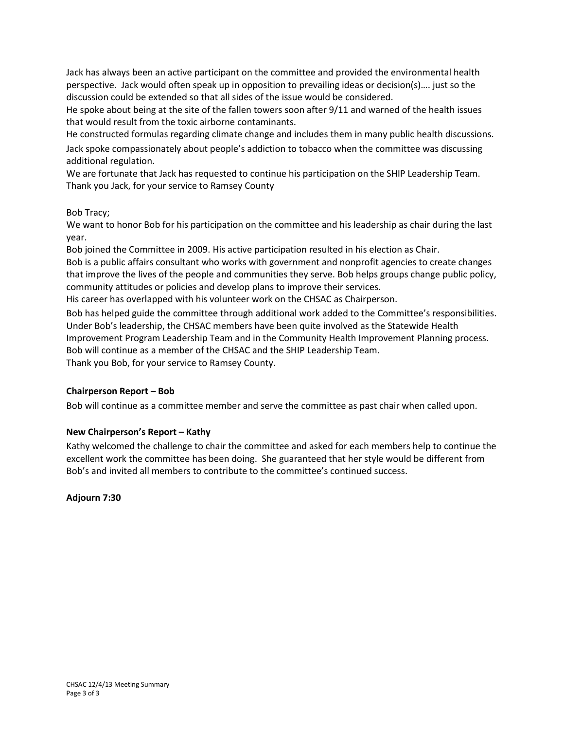Jack has always been an active participant on the committee and provided the environmental health perspective. Jack would often speak up in opposition to prevailing ideas or decision(s)…. just so the discussion could be extended so that all sides of the issue would be considered.
He spoke about being at the site of the fallen towers soon after 9/11 and warned of the health issues that would result from the toxic airborne contaminants.
He constructed formulas regarding climate change and includes them in many public health discussions.
Jack spoke compassionately about people's addiction to tobacco when the committee was discussing additional regulation.
We are fortunate that Jack has requested to continue his participation on the SHIP Leadership Team.
Thank you Jack, for your service to Ramsey County

Bob Tracy;
We want to honor Bob for his participation on the committee and his leadership as chair during the last year.
Bob joined the Committee in 2009. His active participation resulted in his election as Chair.
Bob is a public affairs consultant who works with government and nonprofit agencies to create changes that improve the lives of the people and communities they serve. Bob helps groups change public policy, community attitudes or policies and develop plans to improve their services.
His career has overlapped with his volunteer work on the CHSAC as Chairperson.
Bob has helped guide the committee through additional work added to the Committee's responsibilities. Under Bob's leadership, the CHSAC members have been quite involved as the Statewide Health Improvement Program Leadership Team and in the Community Health Improvement Planning process.
Bob will continue as a member of the CHSAC and the SHIP Leadership Team.
Thank you Bob, for your service to Ramsey County.

**Chairperson Report – Bob**

Bob will continue as a committee member and serve the committee as past chair when called upon.

**New Chairperson's Report – Kathy**

Kathy welcomed the challenge to chair the committee and asked for each members help to continue the excellent work the committee has been doing. She guaranteed that her style would be different from Bob's and invited all members to contribute to the committee's continued success.

**Adjourn 7:30**